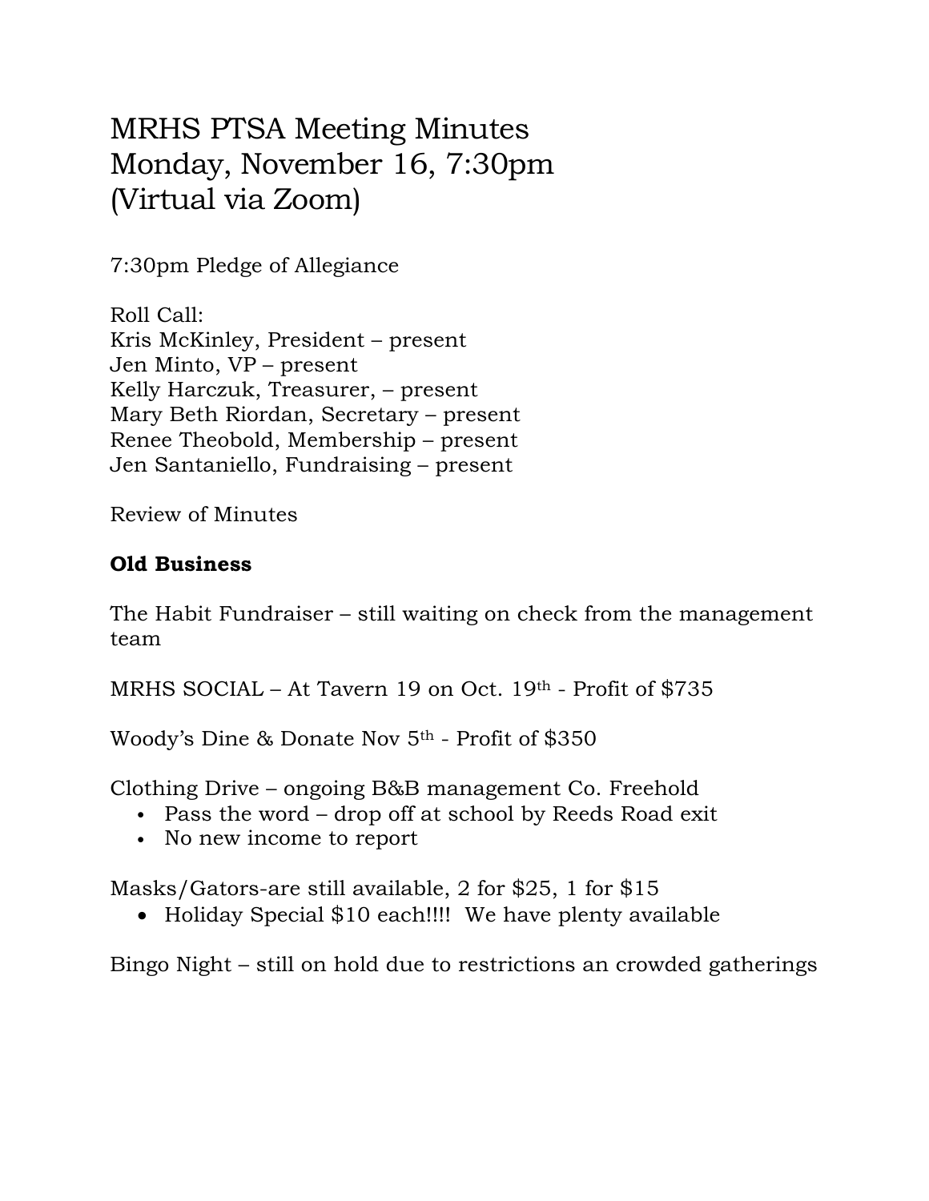# MRHS PTSA Meeting Minutes
# Monday, November 16, 7:30pm
# (Virtual via Zoom)

7:30pm Pledge of Allegiance

Roll Call:
Kris McKinley, President – present
Jen Minto, VP – present
Kelly Harczuk, Treasurer, – present
Mary Beth Riordan, Secretary – present
Renee Theobold, Membership – present
Jen Santaniello, Fundraising – present

Review of Minutes

**Old Business**

The Habit Fundraiser – still waiting on check from the management team

MRHS SOCIAL – At Tavern 19 on Oct. 19th - Profit of $735

Woody's Dine & Donate Nov 5th - Profit of $350

Clothing Drive – ongoing B&B management Co. Freehold

- Pass the word – drop off at school by Reeds Road exit
- No new income to report

Masks/Gators-are still available, 2 for $25, 1 for $15

- Holiday Special $10 each!!!! We have plenty available

Bingo Night – still on hold due to restrictions an crowded gatherings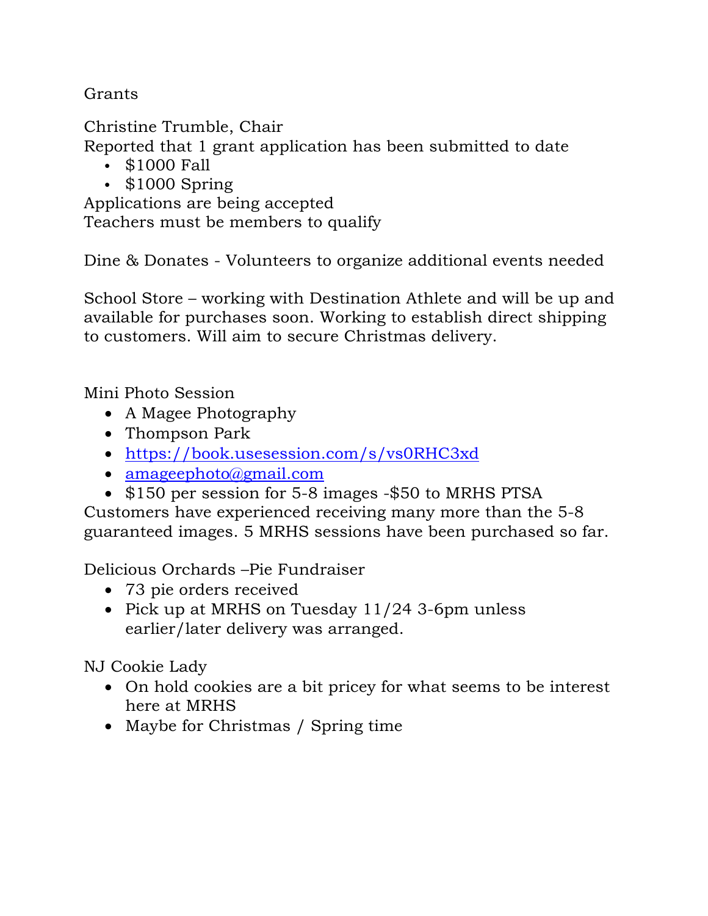Grants

Christine Trumble, Chair
Reported that 1 grant application has been submitted to date

- $1000 Fall
- $1000 Spring

Applications are being accepted
Teachers must be members to qualify

Dine & Donates - Volunteers to organize additional events needed

School Store – working with Destination Athlete and will be up and available for purchases soon. Working to establish direct shipping to customers. Will aim to secure Christmas delivery.

Mini Photo Session

- A Magee Photography
- Thompson Park
- https://book.usesession.com/s/vs0RHC3xd
- amageephoto@gmail.com
- $150 per session for 5-8 images -$50 to MRHS PTSA

Customers have experienced receiving many more than the 5-8 guaranteed images. 5 MRHS sessions have been purchased so far.

Delicious Orchards –Pie Fundraiser

- 73 pie orders received
- Pick up at MRHS on Tuesday 11/24 3-6pm unless earlier/later delivery was arranged.

NJ Cookie Lady

- On hold cookies are a bit pricey for what seems to be interest here at MRHS
- Maybe for Christmas / Spring time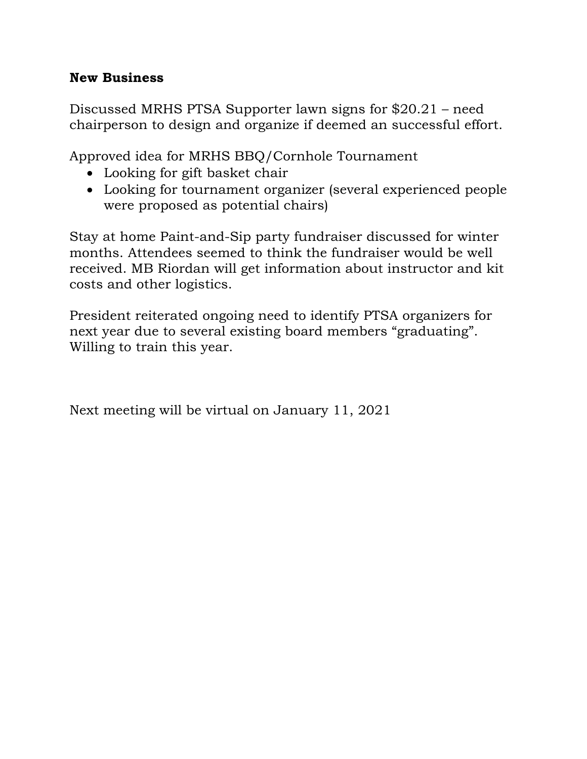**New Business**

Discussed MRHS PTSA Supporter lawn signs for $20.21 – need chairperson to design and organize if deemed an successful effort.

Approved idea for MRHS BBQ/Cornhole Tournament

- Looking for gift basket chair
- Looking for tournament organizer (several experienced people were proposed as potential chairs)

Stay at home Paint-and-Sip party fundraiser discussed for winter months. Attendees seemed to think the fundraiser would be well received. MB Riordan will get information about instructor and kit costs and other logistics.

President reiterated ongoing need to identify PTSA organizers for next year due to several existing board members "graduating". Willing to train this year.

Next meeting will be virtual on January 11, 2021